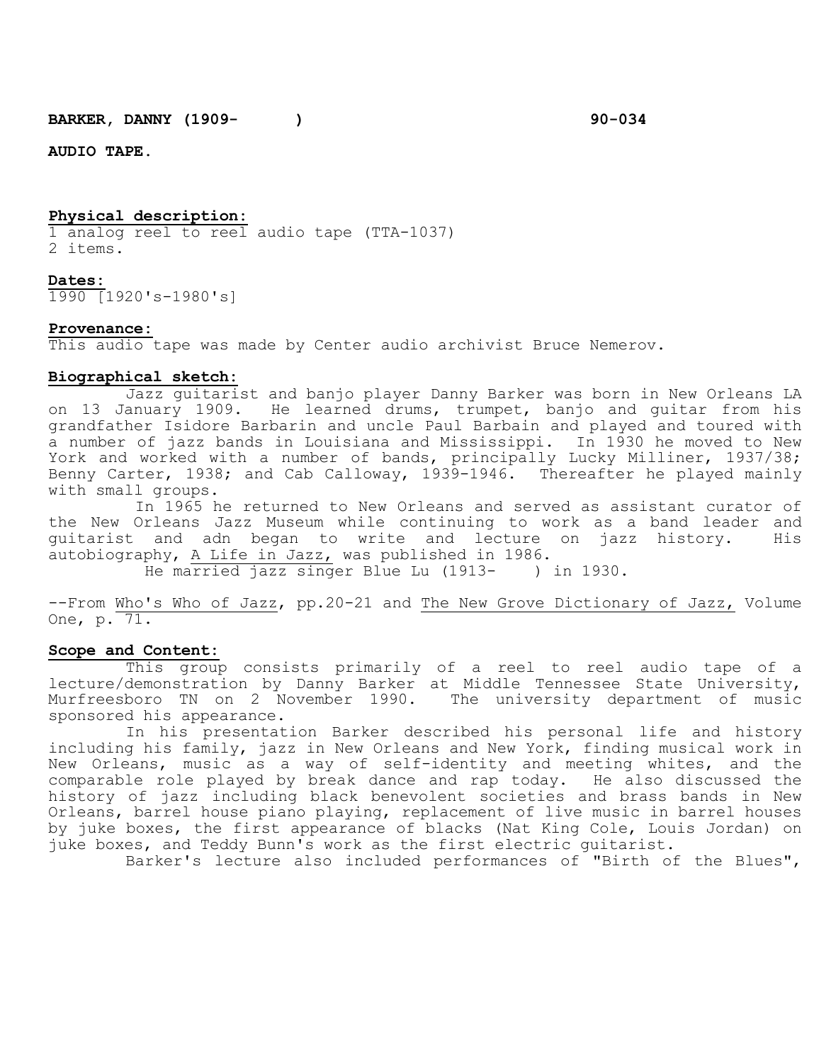**BARKER, DANNY (1909-     )** **90-034**

**AUDIO TAPE.**

**Physical description:**

1 analog reel to reel audio tape (TTA-1037)
2 items.

**Dates:**

1990 [1920's-1980's]

**Provenance:**

This audio tape was made by Center audio archivist Bruce Nemerov.

**Biographical sketch:**

Jazz guitarist and banjo player Danny Barker was born in New Orleans LA on 13 January 1909. He learned drums, trumpet, banjo and guitar from his grandfather Isidore Barbarin and uncle Paul Barbain and played and toured with a number of jazz bands in Louisiana and Mississippi. In 1930 he moved to New York and worked with a number of bands, principally Lucky Milliner, 1937/38; Benny Carter, 1938; and Cab Calloway, 1939-1946. Thereafter he played mainly with small groups.

In 1965 he returned to New Orleans and served as assistant curator of the New Orleans Jazz Museum while continuing to work as a band leader and guitarist and adn began to write and lecture on jazz history. His autobiography, A Life in Jazz, was published in 1986.

He married jazz singer Blue Lu (1913-     ) in 1930.

--From Who's Who of Jazz, pp.20-21 and The New Grove Dictionary of Jazz, Volume One, p. 71.

**Scope and Content:**

This group consists primarily of a reel to reel audio tape of a lecture/demonstration by Danny Barker at Middle Tennessee State University, Murfreesboro TN on 2 November 1990. The university department of music sponsored his appearance.

In his presentation Barker described his personal life and history including his family, jazz in New Orleans and New York, finding musical work in New Orleans, music as a way of self-identity and meeting whites, and the comparable role played by break dance and rap today. He also discussed the history of jazz including black benevolent societies and brass bands in New Orleans, barrel house piano playing, replacement of live music in barrel houses by juke boxes, the first appearance of blacks (Nat King Cole, Louis Jordan) on juke boxes, and Teddy Bunn's work as the first electric guitarist.

Barker's lecture also included performances of "Birth of the Blues",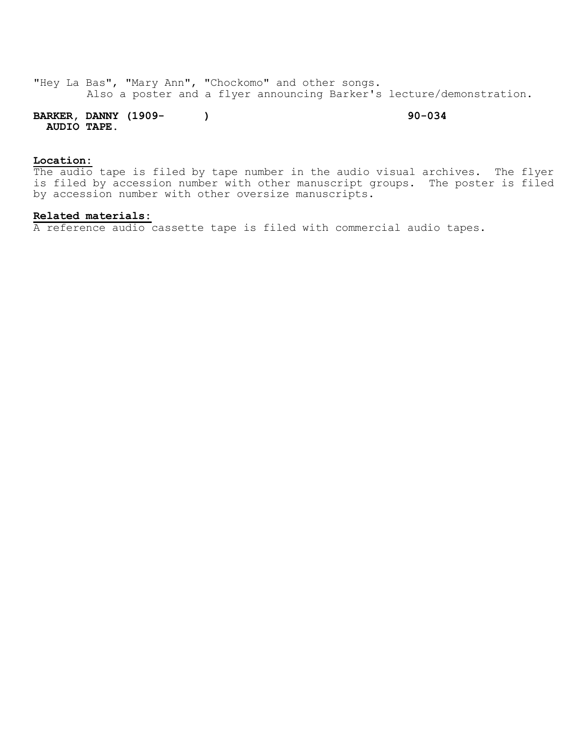"Hey La Bas", "Mary Ann", "Chockomo" and other songs.
Also a poster and a flyer announcing Barker's lecture/demonstration.

**BARKER, DANNY (1909- ) 90-034**
**AUDIO TAPE.**

**Location:**
The audio tape is filed by tape number in the audio visual archives. The flyer is filed by accession number with other manuscript groups. The poster is filed by accession number with other oversize manuscripts.

**Related materials:**
A reference audio cassette tape is filed with commercial audio tapes.